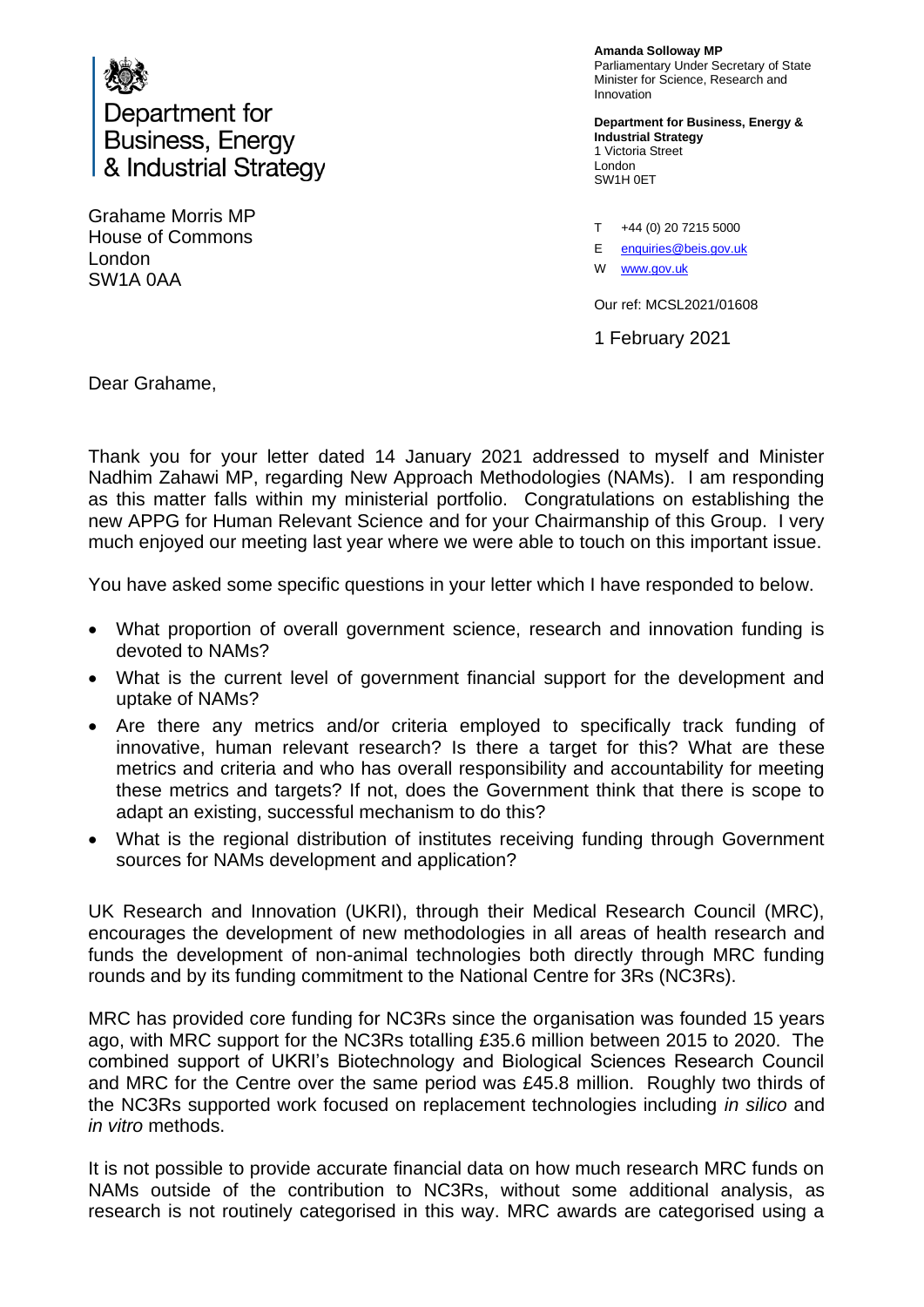Department for Business, Energy & Industrial Strategy

**Amanda Solloway MP**
Parliamentary Under Secretary of State
Minister for Science, Research and Innovation

**Department for Business, Energy & Industrial Strategy**
1 Victoria Street
London
SW1H 0ET

T +44 (0) 20 7215 5000
E enquiries@beis.gov.uk
W www.gov.uk

Our ref: MCSL2021/01608

1 February 2021

Grahame Morris MP
House of Commons
London
SW1A 0AA

Dear Grahame,

Thank you for your letter dated 14 January 2021 addressed to myself and Minister Nadhim Zahawi MP, regarding New Approach Methodologies (NAMs). I am responding as this matter falls within my ministerial portfolio. Congratulations on establishing the new APPG for Human Relevant Science and for your Chairmanship of this Group. I very much enjoyed our meeting last year where we were able to touch on this important issue.

You have asked some specific questions in your letter which I have responded to below.

- What proportion of overall government science, research and innovation funding is devoted to NAMs?
- What is the current level of government financial support for the development and uptake of NAMs?
- Are there any metrics and/or criteria employed to specifically track funding of innovative, human relevant research? Is there a target for this? What are these metrics and criteria and who has overall responsibility and accountability for meeting these metrics and targets? If not, does the Government think that there is scope to adapt an existing, successful mechanism to do this?
- What is the regional distribution of institutes receiving funding through Government sources for NAMs development and application?

UK Research and Innovation (UKRI), through their Medical Research Council (MRC), encourages the development of new methodologies in all areas of health research and funds the development of non-animal technologies both directly through MRC funding rounds and by its funding commitment to the National Centre for 3Rs (NC3Rs).

MRC has provided core funding for NC3Rs since the organisation was founded 15 years ago, with MRC support for the NC3Rs totalling £35.6 million between 2015 to 2020. The combined support of UKRI's Biotechnology and Biological Sciences Research Council and MRC for the Centre over the same period was £45.8 million. Roughly two thirds of the NC3Rs supported work focused on replacement technologies including *in silico* and *in vitro* methods.

It is not possible to provide accurate financial data on how much research MRC funds on NAMs outside of the contribution to NC3Rs, without some additional analysis, as research is not routinely categorised in this way. MRC awards are categorised using a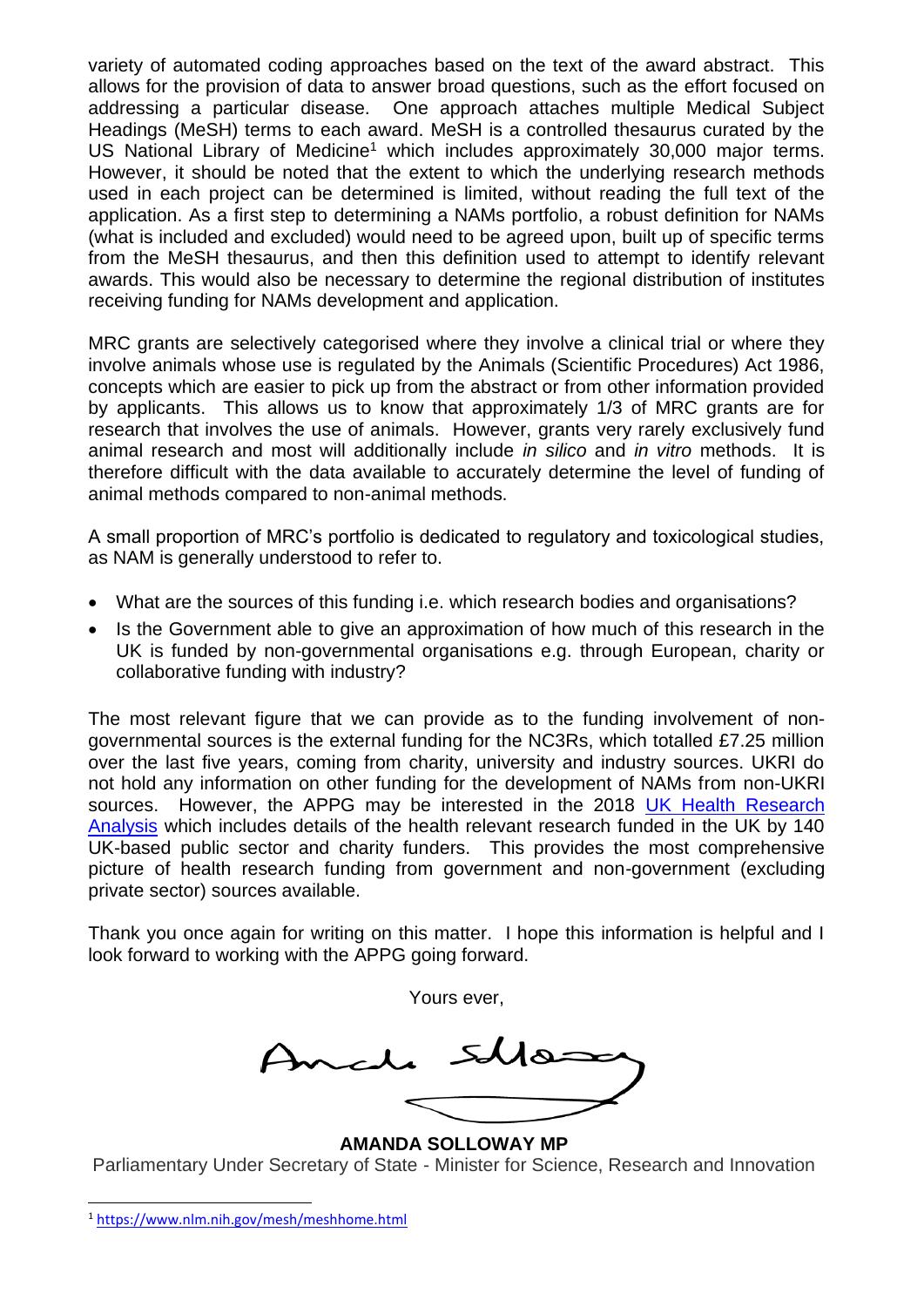variety of automated coding approaches based on the text of the award abstract. This allows for the provision of data to answer broad questions, such as the effort focused on addressing a particular disease. One approach attaches multiple Medical Subject Headings (MeSH) terms to each award. MeSH is a controlled thesaurus curated by the US National Library of Medicine[1] which includes approximately 30,000 major terms. However, it should be noted that the extent to which the underlying research methods used in each project can be determined is limited, without reading the full text of the application. As a first step to determining a NAMs portfolio, a robust definition for NAMs (what is included and excluded) would need to be agreed upon, built up of specific terms from the MeSH thesaurus, and then this definition used to attempt to identify relevant awards. This would also be necessary to determine the regional distribution of institutes receiving funding for NAMs development and application.

MRC grants are selectively categorised where they involve a clinical trial or where they involve animals whose use is regulated by the Animals (Scientific Procedures) Act 1986, concepts which are easier to pick up from the abstract or from other information provided by applicants. This allows us to know that approximately 1/3 of MRC grants are for research that involves the use of animals. However, grants very rarely exclusively fund animal research and most will additionally include *in silico* and *in vitro* methods. It is therefore difficult with the data available to accurately determine the level of funding of animal methods compared to non-animal methods.

A small proportion of MRC's portfolio is dedicated to regulatory and toxicological studies, as NAM is generally understood to refer to.

- What are the sources of this funding i.e. which research bodies and organisations?
- Is the Government able to give an approximation of how much of this research in the UK is funded by non-governmental organisations e.g. through European, charity or collaborative funding with industry?

The most relevant figure that we can provide as to the funding involvement of non-governmental sources is the external funding for the NC3Rs, which totalled £7.25 million over the last five years, coming from charity, university and industry sources. UKRI do not hold any information on other funding for the development of NAMs from non-UKRI sources. However, the APPG may be interested in the 2018 UK Health Research Analysis which includes details of the health relevant research funded in the UK by 140 UK-based public sector and charity funders. This provides the most comprehensive picture of health research funding from government and non-government (excluding private sector) sources available.

Thank you once again for writing on this matter. I hope this information is helpful and I look forward to working with the APPG going forward.

Yours ever,

Amanda Solloway

**AMANDA SOLLOWAY MP**

Parliamentary Under Secretary of State - Minister for Science, Research and Innovation

[1] https://www.nlm.nih.gov/mesh/meshhome.html